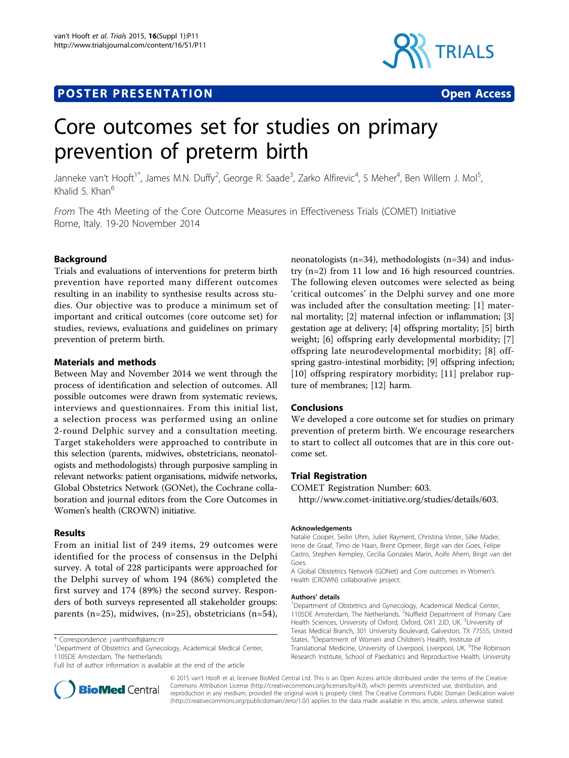**POSTER PRESENTATION** **Open Access**

# Core outcomes set for studies on primary prevention of preterm birth

Janneke van't Hooft[1*], James M.N. Duffy[2], George R. Saade[3], Zarko Alfirevic[4], S Meher[4], Ben Willem J. Mol[5], Khalid S. Khan[6]

*From* The 4th Meeting of the Core Outcome Measures in Effectiveness Trials (COMET) Initiative
Rome, Italy. 19-20 November 2014

## Background

Trials and evaluations of interventions for preterm birth prevention have reported many different outcomes resulting in an inability to synthesise results across studies. Our objective was to produce a minimum set of important and critical outcomes (core outcome set) for studies, reviews, evaluations and guidelines on primary prevention of preterm birth.

## Materials and methods

Between May and November 2014 we went through the process of identification and selection of outcomes. All possible outcomes were drawn from systematic reviews, interviews and questionnaires. From this initial list, a selection process was performed using an online 2-round Delphic survey and a consultation meeting. Target stakeholders were approached to contribute in this selection (parents, midwives, obstetricians, neonatologists and methodologists) through purposive sampling in relevant networks: patient organisations, midwife networks, Global Obstetrics Network (GONet), the Cochrane collaboration and journal editors from the Core Outcomes in Women's health (CROWN) initiative.

## Results

From an initial list of 249 items, 29 outcomes were identified for the process of consensus in the Delphi survey. A total of 228 participants were approached for the Delphi survey of whom 194 (86%) completed the first survey and 174 (89%) the second survey. Responders of both surveys represented all stakeholder groups: parents (n=25), midwives, (n=25), obstetricians (n=54), neonatologists (n=34), methodologists (n=34) and industry (n=2) from 11 low and 16 high resourced countries. The following eleven outcomes were selected as being 'critical outcomes' in the Delphi survey and one more was included after the consultation meeting: [1] maternal mortality; [2] maternal infection or inflammation; [3] gestation age at delivery; [4] offspring mortality; [5] birth weight; [6] offspring early developmental morbidity; [7] offspring late neurodevelopmental morbidity; [8] offspring gastro-intestinal morbidity; [9] offspring infection; [10] offspring respiratory morbidity; [11] prelabor rupture of membranes; [12] harm.

## Conclusions

We developed a core outcome set for studies on primary prevention of preterm birth. We encourage researchers to start to collect all outcomes that are in this core outcome set.

## Trial Registration

COMET Registration Number: 603.
http://www.comet-initiative.org/studies/details/603.

#### Acknowledgements

Natalie Cooper, Seilin Uhm, Juliet Rayment, Christina Vinter, Silke Mader, Irene de Graaf, Timo de Haan, Brent Opmeer, Birgit van der Goes, Felipe Castro, Stephen Kempley, Cecilia Gonzales Marin, Aoife Ahern, Birgit van der Goes.

A Global Obstetrics Network (GONet) and Core outcomes in Women's Health (CROWN) collaborative project.

#### Authors' details

[1]Department of Obstetrics and Gynecology, Academical Medical Center, 1105DE Amsterdam, The Netherlands. [2]Nuffield Department of Primary Care Health Sciences, University of Oxford, Oxford, OX1 2JD, UK. [3]University of Texas Medical Branch, 301 University Boulevard, Galveston, TX 77555, United States. [4]Department of Women and Children's Health, Institute of Translational Medicine, University of Liverpool, Liverpool, UK. [5]The Robinson Research Institute, School of Paediatrics and Reproductive Health, University

\* Correspondence: j.vanthooft@amc.nl
[1]Department of Obstetrics and Gynecology, Academical Medical Center, 1105DE Amsterdam, The Netherlands
Full list of author information is available at the end of the article

© 2015 van't Hooft et al; licensee BioMed Central Ltd. This is an Open Access article distributed under the terms of the Creative Commons Attribution License (http://creativecommons.org/licenses/by/4.0), which permits unrestricted use, distribution, and reproduction in any medium, provided the original work is properly cited. The Creative Commons Public Domain Dedication waiver (http://creativecommons.org/publicdomain/zero/1.0/) applies to the data made available in this article, unless otherwise stated.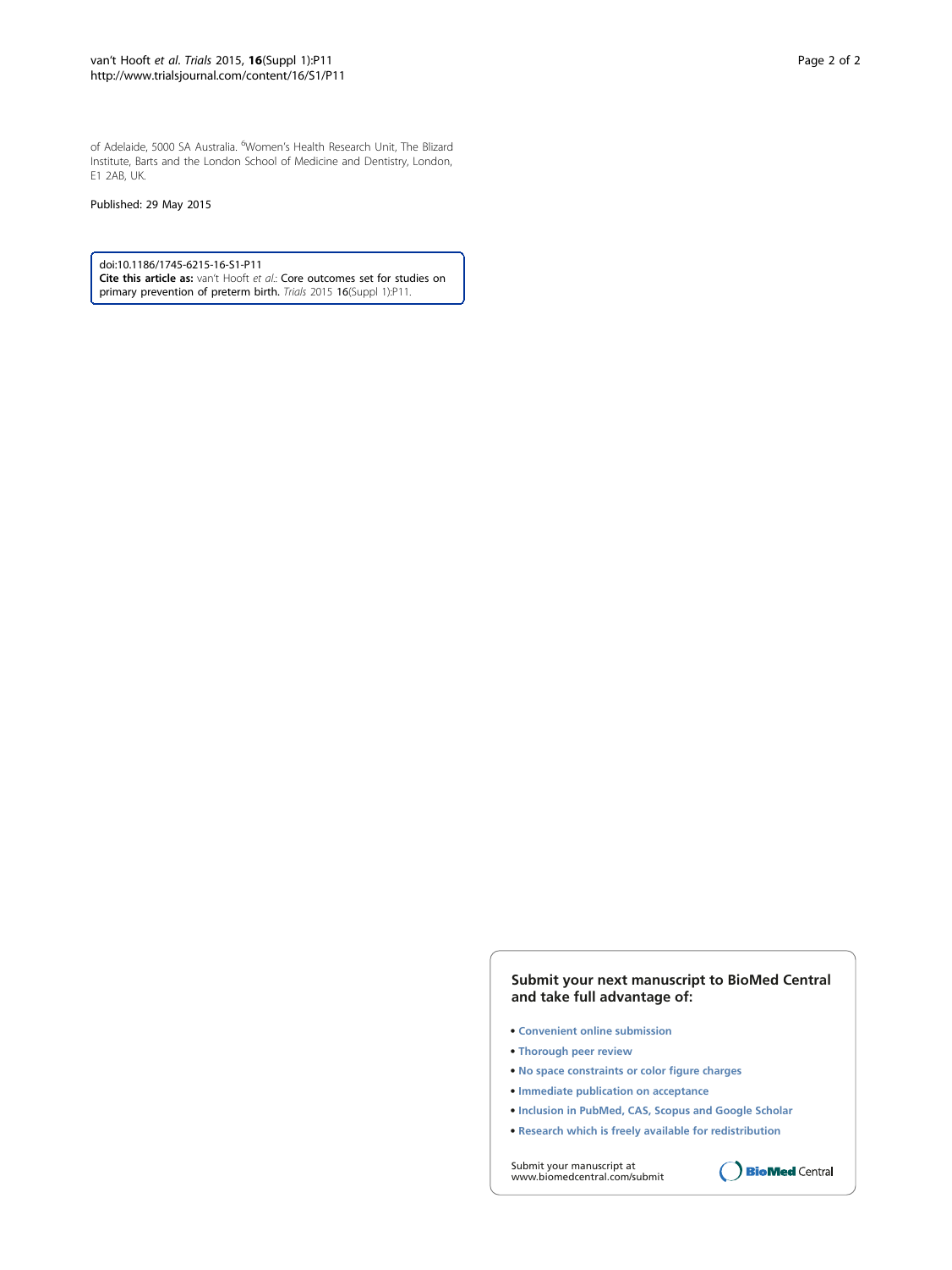of Adelaide, 5000 SA Australia. [6]Women's Health Research Unit, The Blizard Institute, Barts and the London School of Medicine and Dentistry, London, E1 2AB, UK.

Published: 29 May 2015

doi:10.1186/1745-6215-16-S1-P11

**Cite this article as:** van't Hooft *et al.*: Core outcomes set for studies on primary prevention of preterm birth. *Trials* 2015 **16**(Suppl 1):P11.

**Submit your next manuscript to BioMed Central and take full advantage of:**

- **Convenient online submission**
- **Thorough peer review**
- **No space constraints or color figure charges**
- **Immediate publication on acceptance**
- **Inclusion in PubMed, CAS, Scopus and Google Scholar**
- **Research which is freely available for redistribution**

Submit your manuscript at
www.biomedcentral.com/submit

BioMed Central